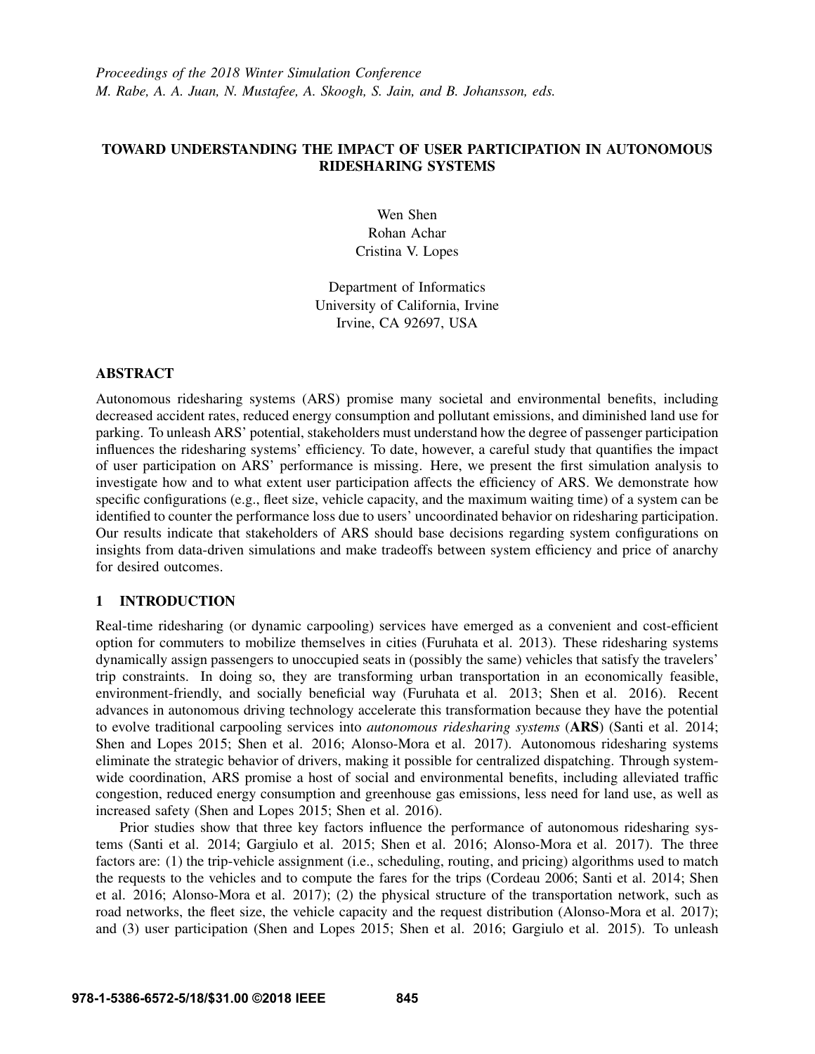*Proceedings of the 2018 Winter Simulation Conference*
*M. Rabe, A. A. Juan, N. Mustafee, A. Skoogh, S. Jain, and B. Johansson, eds.*

# TOWARD UNDERSTANDING THE IMPACT OF USER PARTICIPATION IN AUTONOMOUS RIDESHARING SYSTEMS

Wen Shen
Rohan Achar
Cristina V. Lopes

Department of Informatics
University of California, Irvine
Irvine, CA 92697, USA

## ABSTRACT

Autonomous ridesharing systems (ARS) promise many societal and environmental benefits, including decreased accident rates, reduced energy consumption and pollutant emissions, and diminished land use for parking. To unleash ARS' potential, stakeholders must understand how the degree of passenger participation influences the ridesharing systems' efficiency. To date, however, a careful study that quantifies the impact of user participation on ARS' performance is missing. Here, we present the first simulation analysis to investigate how and to what extent user participation affects the efficiency of ARS. We demonstrate how specific configurations (e.g., fleet size, vehicle capacity, and the maximum waiting time) of a system can be identified to counter the performance loss due to users' uncoordinated behavior on ridesharing participation. Our results indicate that stakeholders of ARS should base decisions regarding system configurations on insights from data-driven simulations and make tradeoffs between system efficiency and price of anarchy for desired outcomes.

## 1 INTRODUCTION

Real-time ridesharing (or dynamic carpooling) services have emerged as a convenient and cost-efficient option for commuters to mobilize themselves in cities (Furuhata et al. 2013). These ridesharing systems dynamically assign passengers to unoccupied seats in (possibly the same) vehicles that satisfy the travelers' trip constraints. In doing so, they are transforming urban transportation in an economically feasible, environment-friendly, and socially beneficial way (Furuhata et al. 2013; Shen et al. 2016). Recent advances in autonomous driving technology accelerate this transformation because they have the potential to evolve traditional carpooling services into *autonomous ridesharing systems* (**ARS**) (Santi et al. 2014; Shen and Lopes 2015; Shen et al. 2016; Alonso-Mora et al. 2017). Autonomous ridesharing systems eliminate the strategic behavior of drivers, making it possible for centralized dispatching. Through system-wide coordination, ARS promise a host of social and environmental benefits, including alleviated traffic congestion, reduced energy consumption and greenhouse gas emissions, less need for land use, as well as increased safety (Shen and Lopes 2015; Shen et al. 2016).

Prior studies show that three key factors influence the performance of autonomous ridesharing systems (Santi et al. 2014; Gargiulo et al. 2015; Shen et al. 2016; Alonso-Mora et al. 2017). The three factors are: (1) the trip-vehicle assignment (i.e., scheduling, routing, and pricing) algorithms used to match the requests to the vehicles and to compute the fares for the trips (Cordeau 2006; Santi et al. 2014; Shen et al. 2016; Alonso-Mora et al. 2017); (2) the physical structure of the transportation network, such as road networks, the fleet size, the vehicle capacity and the request distribution (Alonso-Mora et al. 2017); and (3) user participation (Shen and Lopes 2015; Shen et al. 2016; Gargiulo et al. 2015). To unleash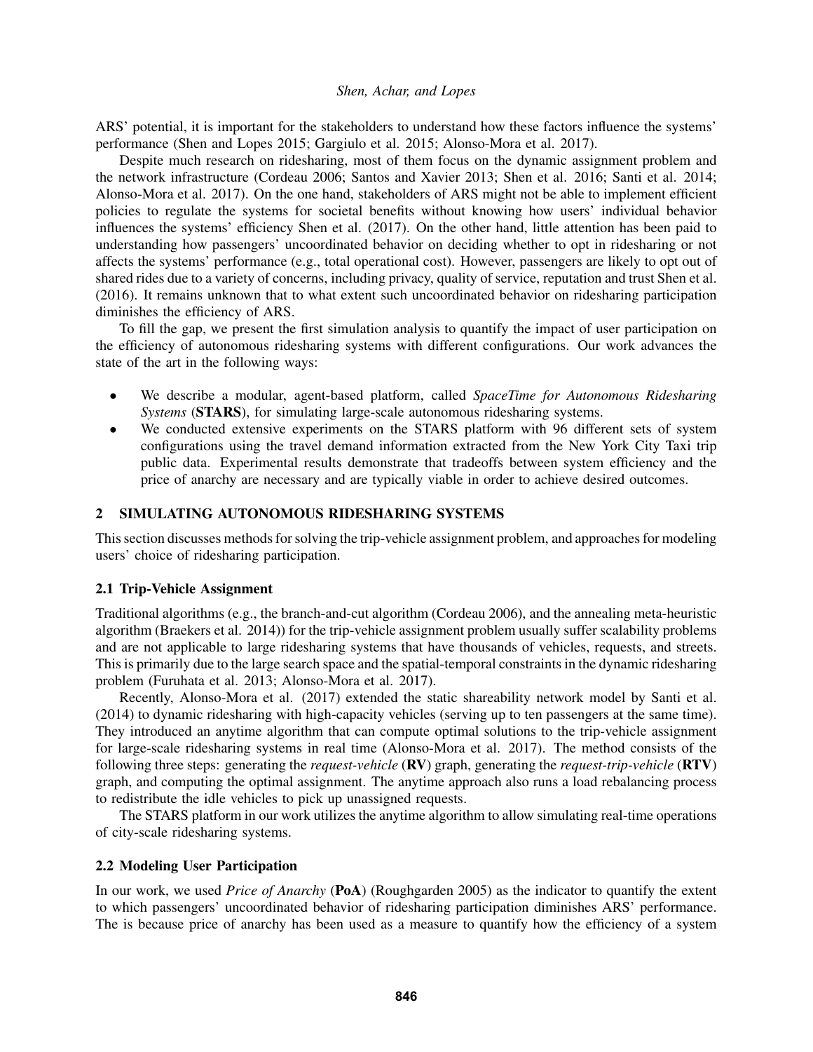ARS' potential, it is important for the stakeholders to understand how these factors influence the systems' performance (Shen and Lopes 2015; Gargiulo et al. 2015; Alonso-Mora et al. 2017).

Despite much research on ridesharing, most of them focus on the dynamic assignment problem and the network infrastructure (Cordeau 2006; Santos and Xavier 2013; Shen et al. 2016; Santi et al. 2014; Alonso-Mora et al. 2017). On the one hand, stakeholders of ARS might not be able to implement efficient policies to regulate the systems for societal benefits without knowing how users' individual behavior influences the systems' efficiency Shen et al. (2017). On the other hand, little attention has been paid to understanding how passengers' uncoordinated behavior on deciding whether to opt in ridesharing or not affects the systems' performance (e.g., total operational cost). However, passengers are likely to opt out of shared rides due to a variety of concerns, including privacy, quality of service, reputation and trust Shen et al. (2016). It remains unknown that to what extent such uncoordinated behavior on ridesharing participation diminishes the efficiency of ARS.

To fill the gap, we present the first simulation analysis to quantify the impact of user participation on the efficiency of autonomous ridesharing systems with different configurations. Our work advances the state of the art in the following ways:

- We describe a modular, agent-based platform, called *SpaceTime for Autonomous Ridesharing Systems* (**STARS**), for simulating large-scale autonomous ridesharing systems.
- We conducted extensive experiments on the STARS platform with 96 different sets of system configurations using the travel demand information extracted from the New York City Taxi trip public data. Experimental results demonstrate that tradeoffs between system efficiency and the price of anarchy are necessary and are typically viable in order to achieve desired outcomes.

## 2 SIMULATING AUTONOMOUS RIDESHARING SYSTEMS

This section discusses methods for solving the trip-vehicle assignment problem, and approaches for modeling users' choice of ridesharing participation.

### 2.1 Trip-Vehicle Assignment

Traditional algorithms (e.g., the branch-and-cut algorithm (Cordeau 2006), and the annealing meta-heuristic algorithm (Braekers et al. 2014)) for the trip-vehicle assignment problem usually suffer scalability problems and are not applicable to large ridesharing systems that have thousands of vehicles, requests, and streets. This is primarily due to the large search space and the spatial-temporal constraints in the dynamic ridesharing problem (Furuhata et al. 2013; Alonso-Mora et al. 2017).

Recently, Alonso-Mora et al. (2017) extended the static shareability network model by Santi et al. (2014) to dynamic ridesharing with high-capacity vehicles (serving up to ten passengers at the same time). They introduced an anytime algorithm that can compute optimal solutions to the trip-vehicle assignment for large-scale ridesharing systems in real time (Alonso-Mora et al. 2017). The method consists of the following three steps: generating the *request-vehicle* (**RV**) graph, generating the *request-trip-vehicle* (**RTV**) graph, and computing the optimal assignment. The anytime approach also runs a load rebalancing process to redistribute the idle vehicles to pick up unassigned requests.

The STARS platform in our work utilizes the anytime algorithm to allow simulating real-time operations of city-scale ridesharing systems.

### 2.2 Modeling User Participation

In our work, we used *Price of Anarchy* (**PoA**) (Roughgarden 2005) as the indicator to quantify the extent to which passengers' uncoordinated behavior of ridesharing participation diminishes ARS' performance. The is because price of anarchy has been used as a measure to quantify how the efficiency of a system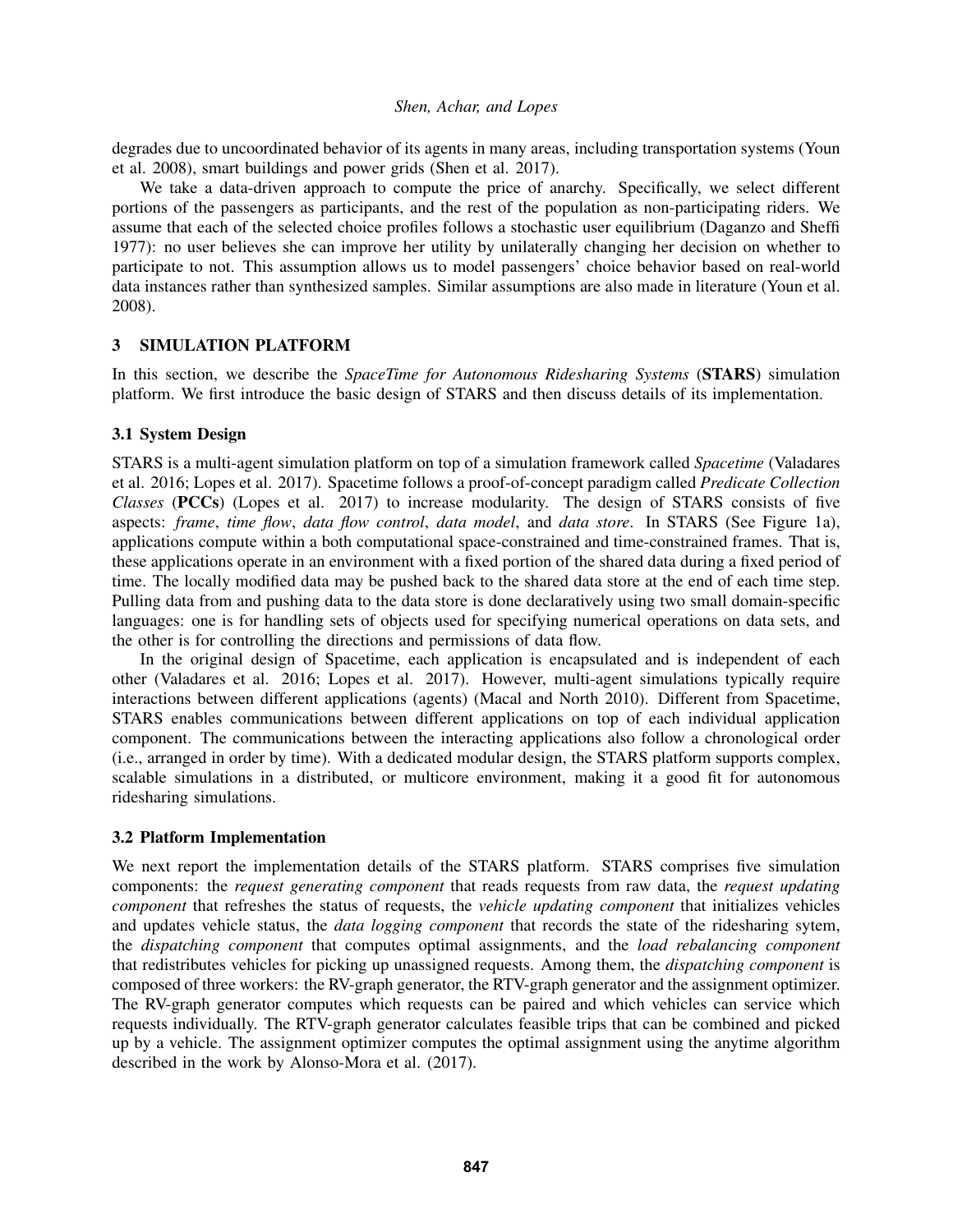degrades due to uncoordinated behavior of its agents in many areas, including transportation systems (Youn et al. 2008), smart buildings and power grids (Shen et al. 2017).

We take a data-driven approach to compute the price of anarchy. Specifically, we select different portions of the passengers as participants, and the rest of the population as non-participating riders. We assume that each of the selected choice profiles follows a stochastic user equilibrium (Daganzo and Sheffi 1977): no user believes she can improve her utility by unilaterally changing her decision on whether to participate to not. This assumption allows us to model passengers' choice behavior based on real-world data instances rather than synthesized samples. Similar assumptions are also made in literature (Youn et al. 2008).

## 3 SIMULATION PLATFORM

In this section, we describe the *SpaceTime for Autonomous Ridesharing Systems* (**STARS**) simulation platform. We first introduce the basic design of STARS and then discuss details of its implementation.

### 3.1 System Design

STARS is a multi-agent simulation platform on top of a simulation framework called *Spacetime* (Valadares et al. 2016; Lopes et al. 2017). Spacetime follows a proof-of-concept paradigm called *Predicate Collection Classes* (**PCCs**) (Lopes et al. 2017) to increase modularity. The design of STARS consists of five aspects: *frame*, *time flow*, *data flow control*, *data model*, and *data store*. In STARS (See Figure 1a), applications compute within a both computational space-constrained and time-constrained frames. That is, these applications operate in an environment with a fixed portion of the shared data during a fixed period of time. The locally modified data may be pushed back to the shared data store at the end of each time step. Pulling data from and pushing data to the data store is done declaratively using two small domain-specific languages: one is for handling sets of objects used for specifying numerical operations on data sets, and the other is for controlling the directions and permissions of data flow.

In the original design of Spacetime, each application is encapsulated and is independent of each other (Valadares et al. 2016; Lopes et al. 2017). However, multi-agent simulations typically require interactions between different applications (agents) (Macal and North 2010). Different from Spacetime, STARS enables communications between different applications on top of each individual application component. The communications between the interacting applications also follow a chronological order (i.e., arranged in order by time). With a dedicated modular design, the STARS platform supports complex, scalable simulations in a distributed, or multicore environment, making it a good fit for autonomous ridesharing simulations.

### 3.2 Platform Implementation

We next report the implementation details of the STARS platform. STARS comprises five simulation components: the *request generating component* that reads requests from raw data, the *request updating component* that refreshes the status of requests, the *vehicle updating component* that initializes vehicles and updates vehicle status, the *data logging component* that records the state of the ridesharing sytem, the *dispatching component* that computes optimal assignments, and the *load rebalancing component* that redistributes vehicles for picking up unassigned requests. Among them, the *dispatching component* is composed of three workers: the RV-graph generator, the RTV-graph generator and the assignment optimizer. The RV-graph generator computes which requests can be paired and which vehicles can service which requests individually. The RTV-graph generator calculates feasible trips that can be combined and picked up by a vehicle. The assignment optimizer computes the optimal assignment using the anytime algorithm described in the work by Alonso-Mora et al. (2017).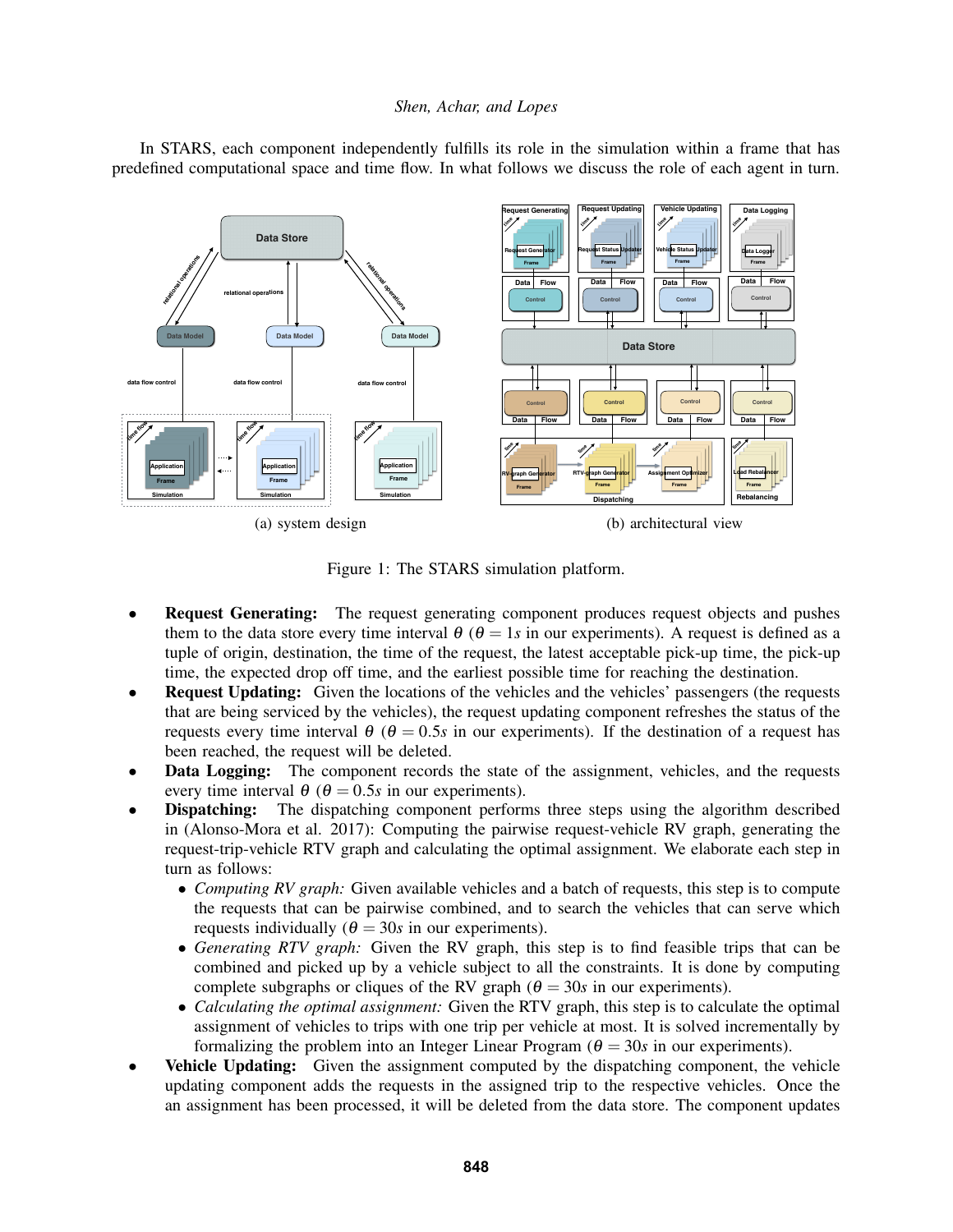In STARS, each component independently fulfills its role in the simulation within a frame that has predefined computational space and time flow. In what follows we discuss the role of each agent in turn.

(a) system design

(b) architectural view

Figure 1: The STARS simulation platform.

- **Request Generating:** The request generating component produces request objects and pushes them to the data store every time interval $\theta$ ($\theta = 1s$ in our experiments). A request is defined as a tuple of origin, destination, the time of the request, the latest acceptable pick-up time, the pick-up time, the expected drop off time, and the earliest possible time for reaching the destination.
- **Request Updating:** Given the locations of the vehicles and the vehicles' passengers (the requests that are being serviced by the vehicles), the request updating component refreshes the status of the requests every time interval $\theta$ ($\theta = 0.5s$ in our experiments). If the destination of a request has been reached, the request will be deleted.
- **Data Logging:** The component records the state of the assignment, vehicles, and the requests every time interval $\theta$ ($\theta = 0.5s$ in our experiments).
- **Dispatching:** The dispatching component performs three steps using the algorithm described in (Alonso-Mora et al. 2017): Computing the pairwise request-vehicle RV graph, generating the request-trip-vehicle RTV graph and calculating the optimal assignment. We elaborate each step in turn as follows:
  - *Computing RV graph:* Given available vehicles and a batch of requests, this step is to compute the requests that can be pairwise combined, and to search the vehicles that can serve which requests individually ($\theta = 30s$ in our experiments).
  - *Generating RTV graph:* Given the RV graph, this step is to find feasible trips that can be combined and picked up by a vehicle subject to all the constraints. It is done by computing complete subgraphs or cliques of the RV graph ($\theta = 30s$ in our experiments).
  - *Calculating the optimal assignment:* Given the RTV graph, this step is to calculate the optimal assignment of vehicles to trips with one trip per vehicle at most. It is solved incrementally by formalizing the problem into an Integer Linear Program ($\theta = 30s$ in our experiments).
- **Vehicle Updating:** Given the assignment computed by the dispatching component, the vehicle updating component adds the requests in the assigned trip to the respective vehicles. Once the an assignment has been processed, it will be deleted from the data store. The component updates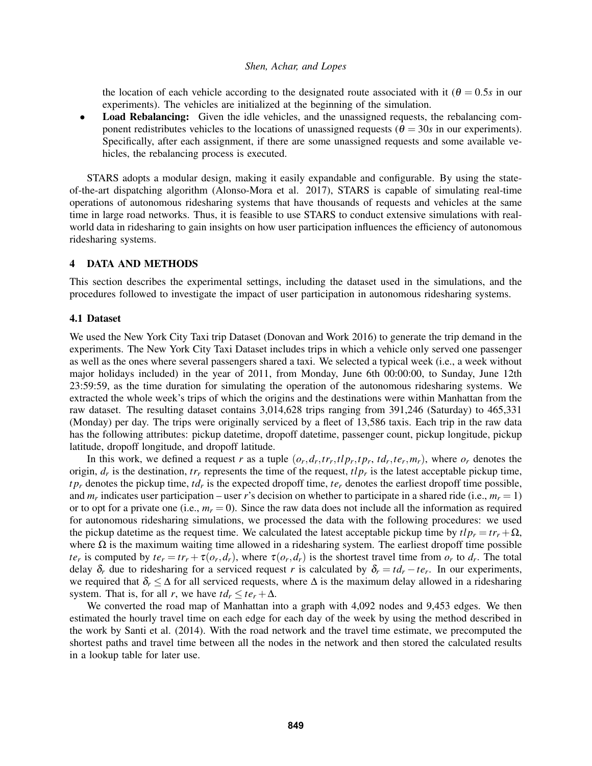the location of each vehicle according to the designated route associated with it ($\theta = 0.5s$ in our experiments). The vehicles are initialized at the beginning of the simulation.

- **Load Rebalancing:** Given the idle vehicles, and the unassigned requests, the rebalancing component redistributes vehicles to the locations of unassigned requests ($\theta = 30s$ in our experiments). Specifically, after each assignment, if there are some unassigned requests and some available vehicles, the rebalancing process is executed.

STARS adopts a modular design, making it easily expandable and configurable. By using the state-of-the-art dispatching algorithm (Alonso-Mora et al. 2017), STARS is capable of simulating real-time operations of autonomous ridesharing systems that have thousands of requests and vehicles at the same time in large road networks. Thus, it is feasible to use STARS to conduct extensive simulations with real-world data in ridesharing to gain insights on how user participation influences the efficiency of autonomous ridesharing systems.

## 4 DATA AND METHODS

This section describes the experimental settings, including the dataset used in the simulations, and the procedures followed to investigate the impact of user participation in autonomous ridesharing systems.

### 4.1 Dataset

We used the New York City Taxi trip Dataset (Donovan and Work 2016) to generate the trip demand in the experiments. The New York City Taxi Dataset includes trips in which a vehicle only served one passenger as well as the ones where several passengers shared a taxi. We selected a typical week (i.e., a week without major holidays included) in the year of 2011, from Monday, June 6th 00:00:00, to Sunday, June 12th 23:59:59, as the time duration for simulating the operation of the autonomous ridesharing systems. We extracted the whole week's trips of which the origins and the destinations were within Manhattan from the raw dataset. The resulting dataset contains 3,014,628 trips ranging from 391,246 (Saturday) to 465,331 (Monday) per day. The trips were originally serviced by a fleet of 13,586 taxis. Each trip in the raw data has the following attributes: pickup datetime, dropoff datetime, passenger count, pickup longitude, pickup latitude, dropoff longitude, and dropoff latitude.

In this work, we defined a request $r$ as a tuple $(o_r, d_r, tr_r, tlp_r, tp_r, td_r, te_r, m_r)$, where $o_r$ denotes the origin, $d_r$ is the destination, $tr_r$ represents the time of the request, $tlp_r$ is the latest acceptable pickup time, $tp_r$ denotes the pickup time, $td_r$ is the expected dropoff time, $te_r$ denotes the earliest dropoff time possible, and $m_r$ indicates user participation – user $r$'s decision on whether to participate in a shared ride (i.e., $m_r = 1$) or to opt for a private one (i.e., $m_r = 0$). Since the raw data does not include all the information as required for autonomous ridesharing simulations, we processed the data with the following procedures: we used the pickup datetime as the request time. We calculated the latest acceptable pickup time by $tlp_r = tr_r + \Omega$, where $\Omega$ is the maximum waiting time allowed in a ridesharing system. The earliest dropoff time possible $te_r$ is computed by $te_r = tr_r + \tau(o_r, d_r)$, where $\tau(o_r, d_r)$ is the shortest travel time from $o_r$ to $d_r$. The total delay $\delta_r$ due to ridesharing for a serviced request $r$ is calculated by $\delta_r = td_r - te_r$. In our experiments, we required that $\delta_r \leq \Delta$ for all serviced requests, where $\Delta$ is the maximum delay allowed in a ridesharing system. That is, for all $r$, we have $td_r \leq te_r + \Delta$.

We converted the road map of Manhattan into a graph with 4,092 nodes and 9,453 edges. We then estimated the hourly travel time on each edge for each day of the week by using the method described in the work by Santi et al. (2014). With the road network and the travel time estimate, we precomputed the shortest paths and travel time between all the nodes in the network and then stored the calculated results in a lookup table for later use.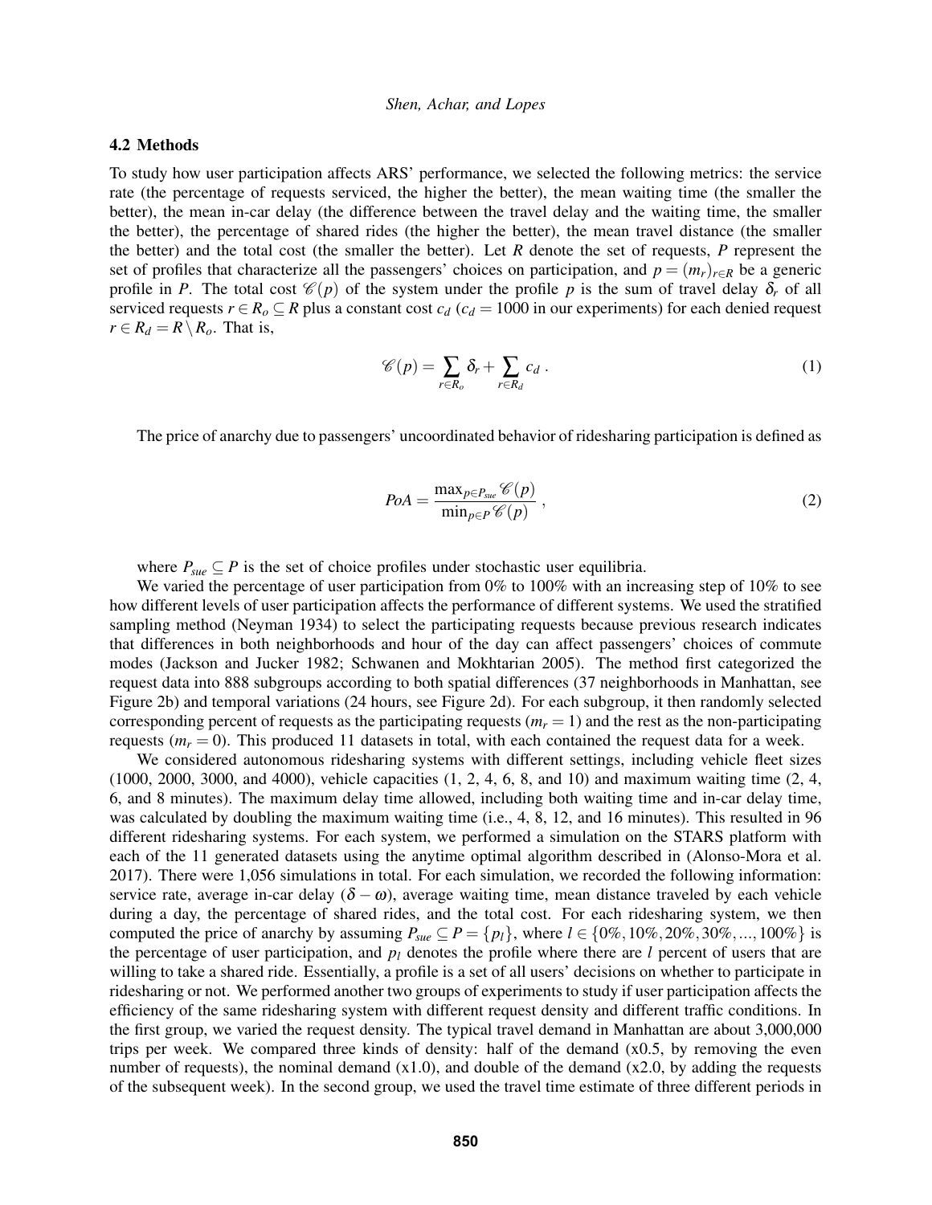### 4.2 Methods

To study how user participation affects ARS' performance, we selected the following metrics: the service rate (the percentage of requests serviced, the higher the better), the mean waiting time (the smaller the better), the mean in-car delay (the difference between the travel delay and the waiting time, the smaller the better), the percentage of shared rides (the higher the better), the mean travel distance (the smaller the better) and the total cost (the smaller the better). Let $R$ denote the set of requests, $P$ represent the set of profiles that characterize all the passengers' choices on participation, and $p = (m_r)_{r \in R}$ be a generic profile in $P$. The total cost $\mathscr{C}(p)$ of the system under the profile $p$ is the sum of travel delay $\delta_r$ of all serviced requests $r \in R_o \subseteq R$ plus a constant cost $c_d$ ($c_d = 1000$ in our experiments) for each denied request $r \in R_d = R \setminus R_o$. That is,

$$\mathscr{C}(p) = \sum_{r \in R_o} \delta_r + \sum_{r \in R_d} c_d \; . \tag{1}$$

The price of anarchy due to passengers' uncoordinated behavior of ridesharing participation is defined as

$$PoA = \frac{\max_{p \in P_{sue}} \mathscr{C}(p)}{\min_{p \in P} \mathscr{C}(p)} \; , \tag{2}$$

where $P_{sue} \subseteq P$ is the set of choice profiles under stochastic user equilibria.

We varied the percentage of user participation from 0% to 100% with an increasing step of 10% to see how different levels of user participation affects the performance of different systems. We used the stratified sampling method (Neyman 1934) to select the participating requests because previous research indicates that differences in both neighborhoods and hour of the day can affect passengers' choices of commute modes (Jackson and Jucker 1982; Schwanen and Mokhtarian 2005). The method first categorized the request data into 888 subgroups according to both spatial differences (37 neighborhoods in Manhattan, see Figure 2b) and temporal variations (24 hours, see Figure 2d). For each subgroup, it then randomly selected corresponding percent of requests as the participating requests ($m_r = 1$) and the rest as the non-participating requests ($m_r = 0$). This produced 11 datasets in total, with each contained the request data for a week.

We considered autonomous ridesharing systems with different settings, including vehicle fleet sizes (1000, 2000, 3000, and 4000), vehicle capacities (1, 2, 4, 6, 8, and 10) and maximum waiting time (2, 4, 6, and 8 minutes). The maximum delay time allowed, including both waiting time and in-car delay time, was calculated by doubling the maximum waiting time (i.e., 4, 8, 12, and 16 minutes). This resulted in 96 different ridesharing systems. For each system, we performed a simulation on the STARS platform with each of the 11 generated datasets using the anytime optimal algorithm described in (Alonso-Mora et al. 2017). There were 1,056 simulations in total. For each simulation, we recorded the following information: service rate, average in-car delay ($\delta - \omega$), average waiting time, mean distance traveled by each vehicle during a day, the percentage of shared rides, and the total cost. For each ridesharing system, we then computed the price of anarchy by assuming $P_{sue} \subseteq P = \{p_l\}$, where $l \in \{0\%, 10\%, 20\%, 30\%, ..., 100\%\}$ is the percentage of user participation, and $p_l$ denotes the profile where there are $l$ percent of users that are willing to take a shared ride. Essentially, a profile is a set of all users' decisions on whether to participate in ridesharing or not. We performed another two groups of experiments to study if user participation affects the efficiency of the same ridesharing system with different request density and different traffic conditions. In the first group, we varied the request density. The typical travel demand in Manhattan are about 3,000,000 trips per week. We compared three kinds of density: half of the demand (x0.5, by removing the even number of requests), the nominal demand (x1.0), and double of the demand (x2.0, by adding the requests of the subsequent week). In the second group, we used the travel time estimate of three different periods in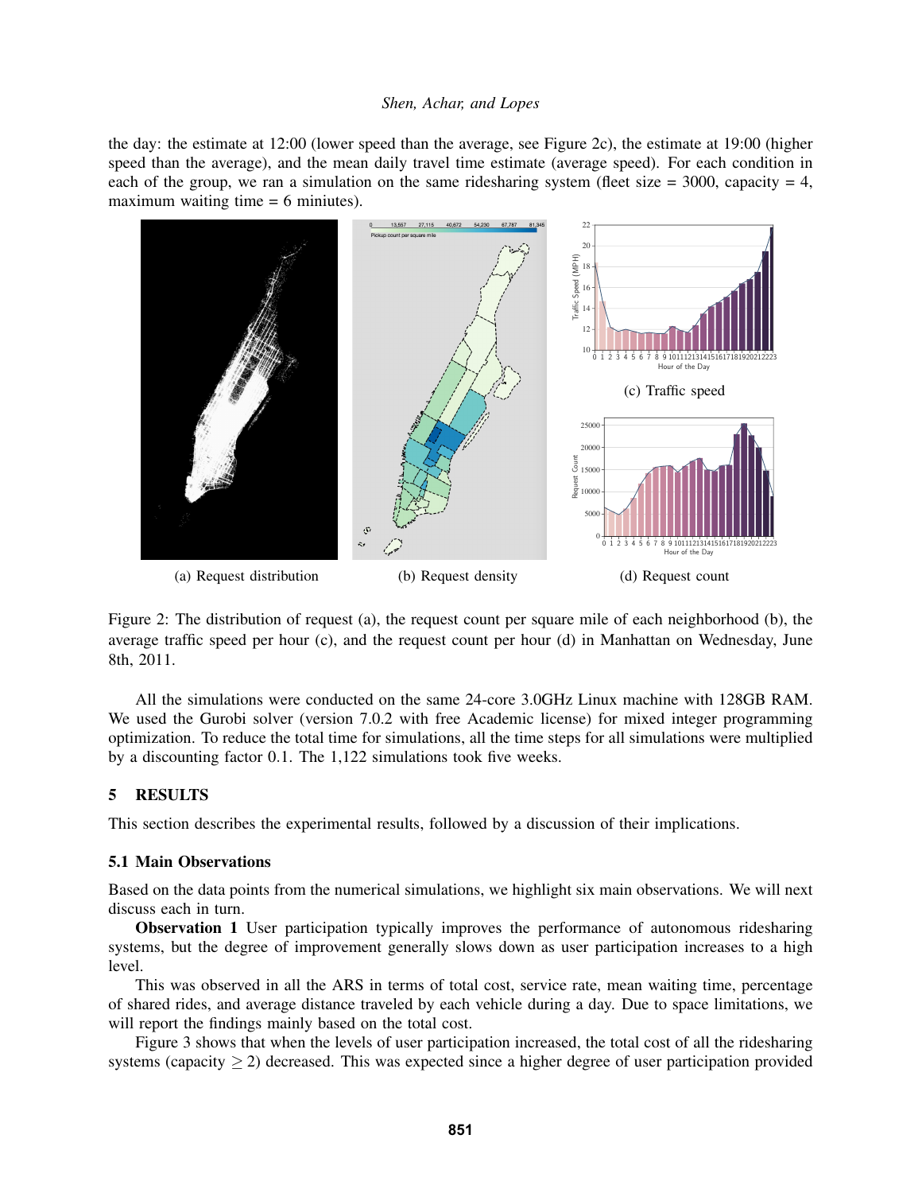the day: the estimate at 12:00 (lower speed than the average, see Figure 2c), the estimate at 19:00 (higher speed than the average), and the mean daily travel time estimate (average speed). For each condition in each of the group, we ran a simulation on the same ridesharing system (fleet size = 3000, capacity = 4, maximum waiting time = 6 miniutes).

(a) Request distribution

(b) Request density

(c) Traffic speed

(d) Request count

Figure 2: The distribution of request (a), the request count per square mile of each neighborhood (b), the average traffic speed per hour (c), and the request count per hour (d) in Manhattan on Wednesday, June 8th, 2011.

All the simulations were conducted on the same 24-core 3.0GHz Linux machine with 128GB RAM. We used the Gurobi solver (version 7.0.2 with free Academic license) for mixed integer programming optimization. To reduce the total time for simulations, all the time steps for all simulations were multiplied by a discounting factor 0.1. The 1,122 simulations took five weeks.

## 5 RESULTS

This section describes the experimental results, followed by a discussion of their implications.

### 5.1 Main Observations

Based on the data points from the numerical simulations, we highlight six main observations. We will next discuss each in turn.

**Observation 1** User participation typically improves the performance of autonomous ridesharing systems, but the degree of improvement generally slows down as user participation increases to a high level.

This was observed in all the ARS in terms of total cost, service rate, mean waiting time, percentage of shared rides, and average distance traveled by each vehicle during a day. Due to space limitations, we will report the findings mainly based on the total cost.

Figure 3 shows that when the levels of user participation increased, the total cost of all the ridesharing systems (capacity $\geq 2$) decreased. This was expected since a higher degree of user participation provided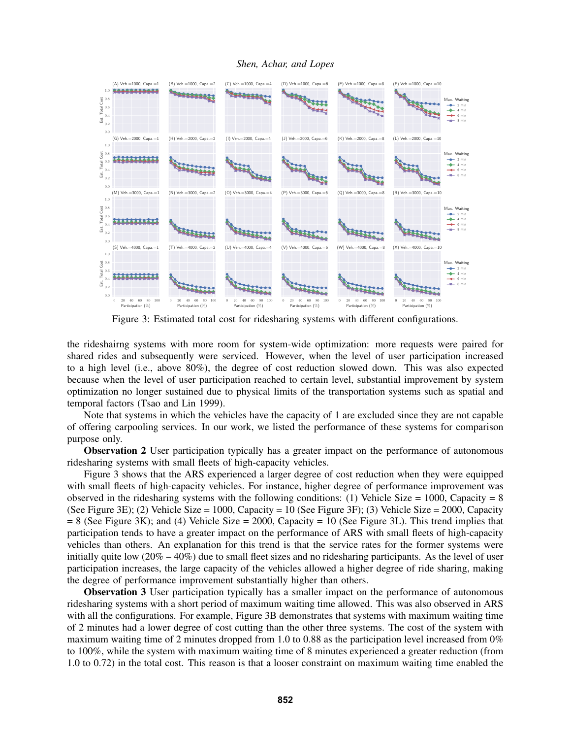Figure 3: Estimated total cost for ridesharing systems with different configurations.

the rideshairng systems with more room for system-wide optimization: more requests were paired for shared rides and subsequently were serviced. However, when the level of user participation increased to a high level (i.e., above 80%), the degree of cost reduction slowed down. This was also expected because when the level of user participation reached to certain level, substantial improvement by system optimization no longer sustained due to physical limits of the transportation systems such as spatial and temporal factors (Tsao and Lin 1999).

Note that systems in which the vehicles have the capacity of 1 are excluded since they are not capable of offering carpooling services. In our work, we listed the performance of these systems for comparison purpose only.

**Observation 2** User participation typically has a greater impact on the performance of autonomous ridesharing systems with small fleets of high-capacity vehicles.

Figure 3 shows that the ARS experienced a larger degree of cost reduction when they were equipped with small fleets of high-capacity vehicles. For instance, higher degree of performance improvement was observed in the ridesharing systems with the following conditions: (1) Vehicle Size = 1000, Capacity = 8 (See Figure 3E); (2) Vehicle Size = 1000, Capacity = 10 (See Figure 3F); (3) Vehicle Size = 2000, Capacity = 8 (See Figure 3K); and (4) Vehicle Size = 2000, Capacity = 10 (See Figure 3L). This trend implies that participation tends to have a greater impact on the performance of ARS with small fleets of high-capacity vehicles than others. An explanation for this trend is that the service rates for the former systems were initially quite low (20% – 40%) due to small fleet sizes and no ridesharing participants. As the level of user participation increases, the large capacity of the vehicles allowed a higher degree of ride sharing, making the degree of performance improvement substantially higher than others.

**Observation 3** User participation typically has a smaller impact on the performance of autonomous ridesharing systems with a short period of maximum waiting time allowed. This was also observed in ARS with all the configurations. For example, Figure 3B demonstrates that systems with maximum waiting time of 2 minutes had a lower degree of cost cutting than the other three systems. The cost of the system with maximum waiting time of 2 minutes dropped from 1.0 to 0.88 as the participation level increased from 0% to 100%, while the system with maximum waiting time of 8 minutes experienced a greater reduction (from 1.0 to 0.72) in the total cost. This reason is that a looser constraint on maximum waiting time enabled the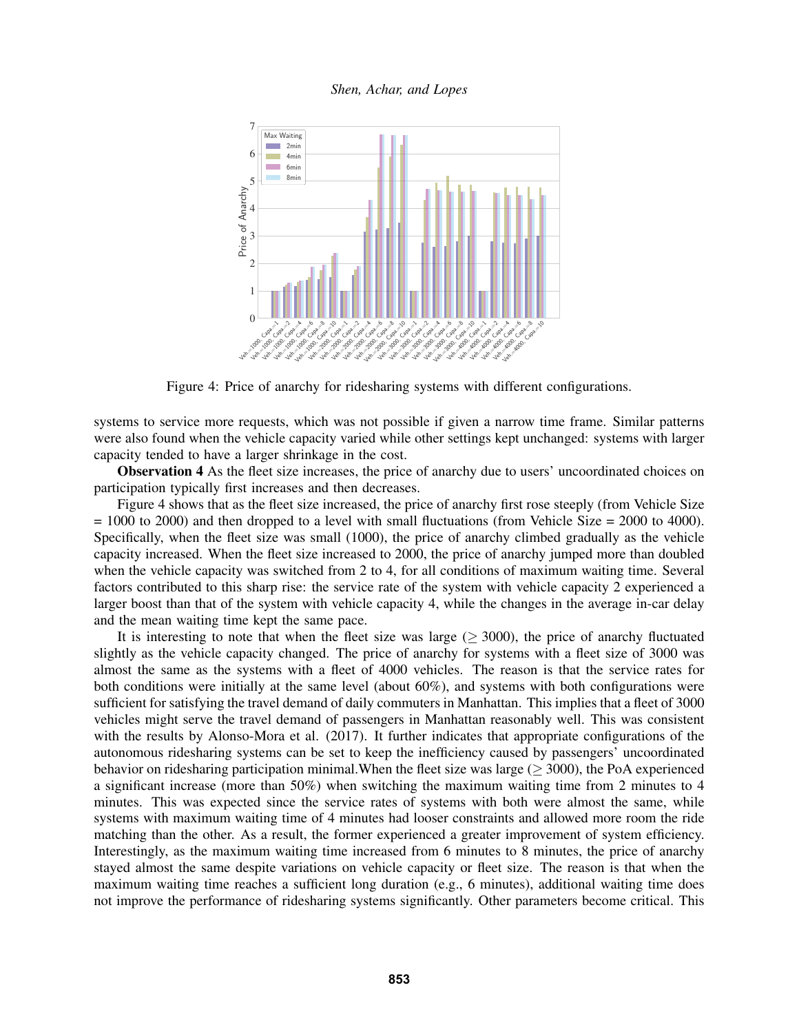Figure 4: Price of anarchy for ridesharing systems with different configurations.

systems to service more requests, which was not possible if given a narrow time frame. Similar patterns were also found when the vehicle capacity varied while other settings kept unchanged: systems with larger capacity tended to have a larger shrinkage in the cost.

**Observation 4** As the fleet size increases, the price of anarchy due to users' uncoordinated choices on participation typically first increases and then decreases.

Figure 4 shows that as the fleet size increased, the price of anarchy first rose steeply (from Vehicle Size = 1000 to 2000) and then dropped to a level with small fluctuations (from Vehicle Size = 2000 to 4000). Specifically, when the fleet size was small (1000), the price of anarchy climbed gradually as the vehicle capacity increased. When the fleet size increased to 2000, the price of anarchy jumped more than doubled when the vehicle capacity was switched from 2 to 4, for all conditions of maximum waiting time. Several factors contributed to this sharp rise: the service rate of the system with vehicle capacity 2 experienced a larger boost than that of the system with vehicle capacity 4, while the changes in the average in-car delay and the mean waiting time kept the same pace.

It is interesting to note that when the fleet size was large ($\geq 3000$), the price of anarchy fluctuated slightly as the vehicle capacity changed. The price of anarchy for systems with a fleet size of 3000 was almost the same as the systems with a fleet of 4000 vehicles. The reason is that the service rates for both conditions were initially at the same level (about 60%), and systems with both configurations were sufficient for satisfying the travel demand of daily commuters in Manhattan. This implies that a fleet of 3000 vehicles might serve the travel demand of passengers in Manhattan reasonably well. This was consistent with the results by Alonso-Mora et al. (2017). It further indicates that appropriate configurations of the autonomous ridesharing systems can be set to keep the inefficiency caused by passengers' uncoordinated behavior on ridesharing participation minimal.When the fleet size was large ($\geq 3000$), the PoA experienced a significant increase (more than 50%) when switching the maximum waiting time from 2 minutes to 4 minutes. This was expected since the service rates of systems with both were almost the same, while systems with maximum waiting time of 4 minutes had looser constraints and allowed more room the ride matching than the other. As a result, the former experienced a greater improvement of system efficiency. Interestingly, as the maximum waiting time increased from 6 minutes to 8 minutes, the price of anarchy stayed almost the same despite variations on vehicle capacity or fleet size. The reason is that when the maximum waiting time reaches a sufficient long duration (e.g., 6 minutes), additional waiting time does not improve the performance of ridesharing systems significantly. Other parameters become critical. This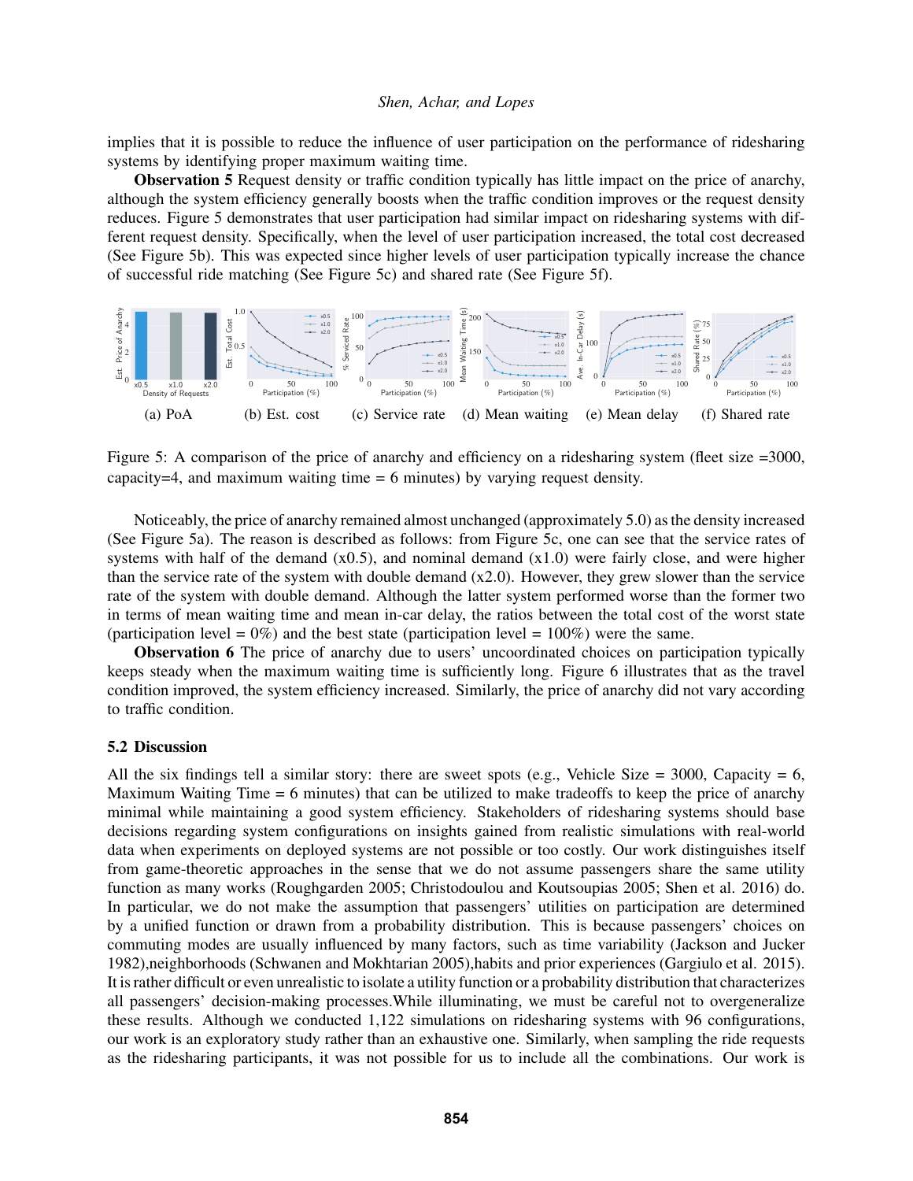implies that it is possible to reduce the influence of user participation on the performance of ridesharing systems by identifying proper maximum waiting time.

**Observation 5** Request density or traffic condition typically has little impact on the price of anarchy, although the system efficiency generally boosts when the traffic condition improves or the request density reduces. Figure 5 demonstrates that user participation had similar impact on ridesharing systems with different request density. Specifically, when the level of user participation increased, the total cost decreased (See Figure 5b). This was expected since higher levels of user participation typically increase the chance of successful ride matching (See Figure 5c) and shared rate (See Figure 5f).

(a) PoA (b) Est. cost (c) Service rate (d) Mean waiting (e) Mean delay (f) Shared rate

Figure 5: A comparison of the price of anarchy and efficiency on a ridesharing system (fleet size =3000, capacity=4, and maximum waiting time = 6 minutes) by varying request density.

Noticeably, the price of anarchy remained almost unchanged (approximately 5.0) as the density increased (See Figure 5a). The reason is described as follows: from Figure 5c, one can see that the service rates of systems with half of the demand (x0.5), and nominal demand (x1.0) were fairly close, and were higher than the service rate of the system with double demand (x2.0). However, they grew slower than the service rate of the system with double demand. Although the latter system performed worse than the former two in terms of mean waiting time and mean in-car delay, the ratios between the total cost of the worst state (participation level = 0%) and the best state (participation level = 100%) were the same.

**Observation 6** The price of anarchy due to users' uncoordinated choices on participation typically keeps steady when the maximum waiting time is sufficiently long. Figure 6 illustrates that as the travel condition improved, the system efficiency increased. Similarly, the price of anarchy did not vary according to traffic condition.

### 5.2 Discussion

All the six findings tell a similar story: there are sweet spots (e.g., Vehicle Size = 3000, Capacity = 6, Maximum Waiting Time = 6 minutes) that can be utilized to make tradeoffs to keep the price of anarchy minimal while maintaining a good system efficiency. Stakeholders of ridesharing systems should base decisions regarding system configurations on insights gained from realistic simulations with real-world data when experiments on deployed systems are not possible or too costly. Our work distinguishes itself from game-theoretic approaches in the sense that we do not assume passengers share the same utility function as many works (Roughgarden 2005; Christodoulou and Koutsoupias 2005; Shen et al. 2016) do. In particular, we do not make the assumption that passengers' utilities on participation are determined by a unified function or drawn from a probability distribution. This is because passengers' choices on commuting modes are usually influenced by many factors, such as time variability (Jackson and Jucker 1982),neighborhoods (Schwanen and Mokhtarian 2005),habits and prior experiences (Gargiulo et al. 2015). It is rather difficult or even unrealistic to isolate a utility function or a probability distribution that characterizes all passengers' decision-making processes.While illuminating, we must be careful not to overgeneralize these results. Although we conducted 1,122 simulations on ridesharing systems with 96 configurations, our work is an exploratory study rather than an exhaustive one. Similarly, when sampling the ride requests as the ridesharing participants, it was not possible for us to include all the combinations. Our work is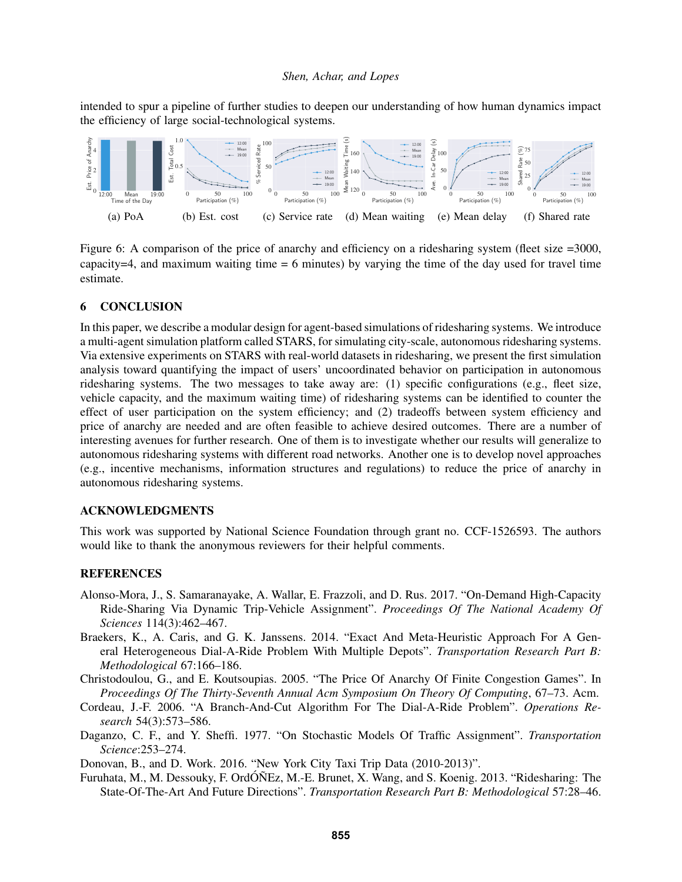intended to spur a pipeline of further studies to deepen our understanding of how human dynamics impact the efficiency of large social-technological systems.

(a) PoA (b) Est. cost (c) Service rate (d) Mean waiting (e) Mean delay (f) Shared rate

Figure 6: A comparison of the price of anarchy and efficiency on a ridesharing system (fleet size =3000, capacity=4, and maximum waiting time = 6 minutes) by varying the time of the day used for travel time estimate.

## 6 CONCLUSION

In this paper, we describe a modular design for agent-based simulations of ridesharing systems. We introduce a multi-agent simulation platform called STARS, for simulating city-scale, autonomous ridesharing systems. Via extensive experiments on STARS with real-world datasets in ridesharing, we present the first simulation analysis toward quantifying the impact of users' uncoordinated behavior on participation in autonomous ridesharing systems. The two messages to take away are: (1) specific configurations (e.g., fleet size, vehicle capacity, and the maximum waiting time) of ridesharing systems can be identified to counter the effect of user participation on the system efficiency; and (2) tradeoffs between system efficiency and price of anarchy are needed and are often feasible to achieve desired outcomes. There are a number of interesting avenues for further research. One of them is to investigate whether our results will generalize to autonomous ridesharing systems with different road networks. Another one is to develop novel approaches (e.g., incentive mechanisms, information structures and regulations) to reduce the price of anarchy in autonomous ridesharing systems.

## ACKNOWLEDGMENTS

This work was supported by National Science Foundation through grant no. CCF-1526593. The authors would like to thank the anonymous reviewers for their helpful comments.

## REFERENCES

Alonso-Mora, J., S. Samaranayake, A. Wallar, E. Frazzoli, and D. Rus. 2017. "On-Demand High-Capacity Ride-Sharing Via Dynamic Trip-Vehicle Assignment". *Proceedings Of The National Academy Of Sciences* 114(3):462–467.

Braekers, K., A. Caris, and G. K. Janssens. 2014. "Exact And Meta-Heuristic Approach For A General Heterogeneous Dial-A-Ride Problem With Multiple Depots". *Transportation Research Part B: Methodological* 67:166–186.

Christodoulou, G., and E. Koutsoupias. 2005. "The Price Of Anarchy Of Finite Congestion Games". In *Proceedings Of The Thirty-Seventh Annual Acm Symposium On Theory Of Computing*, 67–73. Acm.

Cordeau, J.-F. 2006. "A Branch-And-Cut Algorithm For The Dial-A-Ride Problem". *Operations Research* 54(3):573–586.

Daganzo, C. F., and Y. Sheffi. 1977. "On Stochastic Models Of Traffic Assignment". *Transportation Science*:253–274.

Donovan, B., and D. Work. 2016. "New York City Taxi Trip Data (2010-2013)".

Furuhata, M., M. Dessouky, F. OrdÓÑEz, M.-E. Brunet, X. Wang, and S. Koenig. 2013. "Ridesharing: The State-Of-The-Art And Future Directions". *Transportation Research Part B: Methodological* 57:28–46.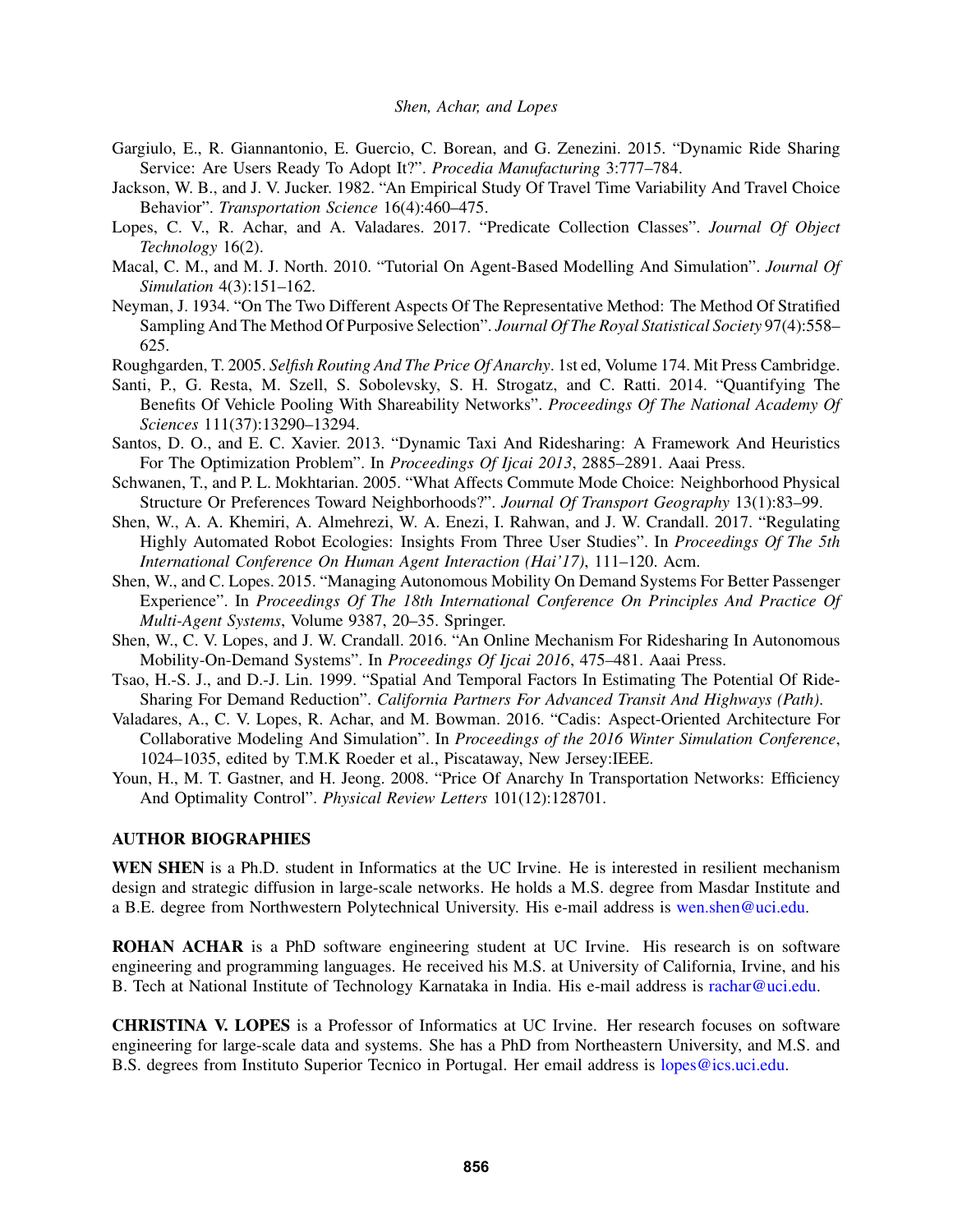Gargiulo, E., R. Giannantonio, E. Guercio, C. Borean, and G. Zenezini. 2015. "Dynamic Ride Sharing Service: Are Users Ready To Adopt It?". *Procedia Manufacturing* 3:777–784.

Jackson, W. B., and J. V. Jucker. 1982. "An Empirical Study Of Travel Time Variability And Travel Choice Behavior". *Transportation Science* 16(4):460–475.

Lopes, C. V., R. Achar, and A. Valadares. 2017. "Predicate Collection Classes". *Journal Of Object Technology* 16(2).

Macal, C. M., and M. J. North. 2010. "Tutorial On Agent-Based Modelling And Simulation". *Journal Of Simulation* 4(3):151–162.

Neyman, J. 1934. "On The Two Different Aspects Of The Representative Method: The Method Of Stratified Sampling And The Method Of Purposive Selection". *Journal Of The Royal Statistical Society* 97(4):558–625.

Roughgarden, T. 2005. *Selfish Routing And The Price Of Anarchy*. 1st ed, Volume 174. Mit Press Cambridge.

Santi, P., G. Resta, M. Szell, S. Sobolevsky, S. H. Strogatz, and C. Ratti. 2014. "Quantifying The Benefits Of Vehicle Pooling With Shareability Networks". *Proceedings Of The National Academy Of Sciences* 111(37):13290–13294.

Santos, D. O., and E. C. Xavier. 2013. "Dynamic Taxi And Ridesharing: A Framework And Heuristics For The Optimization Problem". In *Proceedings Of Ijcai 2013*, 2885–2891. Aaai Press.

Schwanen, T., and P. L. Mokhtarian. 2005. "What Affects Commute Mode Choice: Neighborhood Physical Structure Or Preferences Toward Neighborhoods?". *Journal Of Transport Geography* 13(1):83–99.

Shen, W., A. A. Khemiri, A. Almehrezi, W. A. Enezi, I. Rahwan, and J. W. Crandall. 2017. "Regulating Highly Automated Robot Ecologies: Insights From Three User Studies". In *Proceedings Of The 5th International Conference On Human Agent Interaction (Hai'17)*, 111–120. Acm.

Shen, W., and C. Lopes. 2015. "Managing Autonomous Mobility On Demand Systems For Better Passenger Experience". In *Proceedings Of The 18th International Conference On Principles And Practice Of Multi-Agent Systems*, Volume 9387, 20–35. Springer.

Shen, W., C. V. Lopes, and J. W. Crandall. 2016. "An Online Mechanism For Ridesharing In Autonomous Mobility-On-Demand Systems". In *Proceedings Of Ijcai 2016*, 475–481. Aaai Press.

Tsao, H.-S. J., and D.-J. Lin. 1999. "Spatial And Temporal Factors In Estimating The Potential Of Ride-Sharing For Demand Reduction". *California Partners For Advanced Transit And Highways (Path)*.

Valadares, A., C. V. Lopes, R. Achar, and M. Bowman. 2016. "Cadis: Aspect-Oriented Architecture For Collaborative Modeling And Simulation". In *Proceedings of the 2016 Winter Simulation Conference*, 1024–1035, edited by T.M.K Roeder et al., Piscataway, New Jersey:IEEE.

Youn, H., M. T. Gastner, and H. Jeong. 2008. "Price Of Anarchy In Transportation Networks: Efficiency And Optimality Control". *Physical Review Letters* 101(12):128701.

## AUTHOR BIOGRAPHIES

**WEN SHEN** is a Ph.D. student in Informatics at the UC Irvine. He is interested in resilient mechanism design and strategic diffusion in large-scale networks. He holds a M.S. degree from Masdar Institute and a B.E. degree from Northwestern Polytechnical University. His e-mail address is wen.shen@uci.edu.

**ROHAN ACHAR** is a PhD software engineering student at UC Irvine. His research is on software engineering and programming languages. He received his M.S. at University of California, Irvine, and his B. Tech at National Institute of Technology Karnataka in India. His e-mail address is rachar@uci.edu.

**CHRISTINA V. LOPES** is a Professor of Informatics at UC Irvine. Her research focuses on software engineering for large-scale data and systems. She has a PhD from Northeastern University, and M.S. and B.S. degrees from Instituto Superior Tecnico in Portugal. Her email address is lopes@ics.uci.edu.